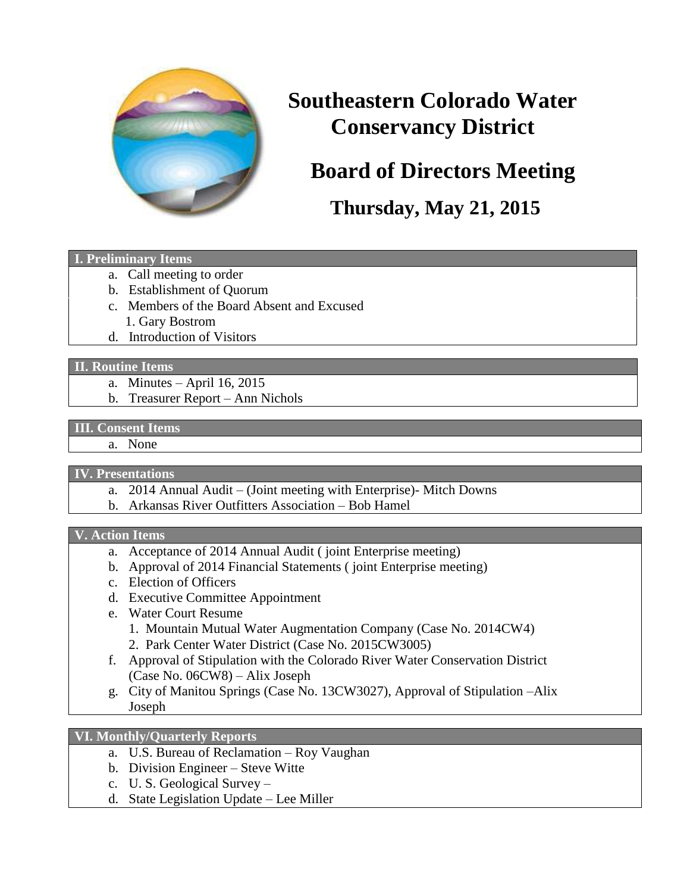# Southeastern Colorado Water Conservancy District

## Board of Directors Meeting

### Thursday, May 21, 2015

**I. Preliminary Items**

a. Call meeting to order
b. Establishment of Quorum
c. Members of the Board Absent and Excused
   1. Gary Bostrom
d. Introduction of Visitors

**II. Routine Items**

a. Minutes – April 16, 2015
b. Treasurer Report – Ann Nichols

**III. Consent Items**

a. None

**IV. Presentations**

a. 2014 Annual Audit – (Joint meeting with Enterprise)- Mitch Downs
b. Arkansas River Outfitters Association – Bob Hamel

**V. Action Items**

a. Acceptance of 2014 Annual Audit ( joint Enterprise meeting)
b. Approval of 2014 Financial Statements ( joint Enterprise meeting)
c. Election of Officers
d. Executive Committee Appointment
e. Water Court Resume
   1. Mountain Mutual Water Augmentation Company (Case No. 2014CW4)
   2. Park Center Water District (Case No. 2015CW3005)
f. Approval of Stipulation with the Colorado River Water Conservation District (Case No. 06CW8) – Alix Joseph
g. City of Manitou Springs (Case No. 13CW3027), Approval of Stipulation –Alix Joseph

**VI. Monthly/Quarterly Reports**

a. U.S. Bureau of Reclamation – Roy Vaughan
b. Division Engineer – Steve Witte
c. U. S. Geological Survey –
d. State Legislation Update – Lee Miller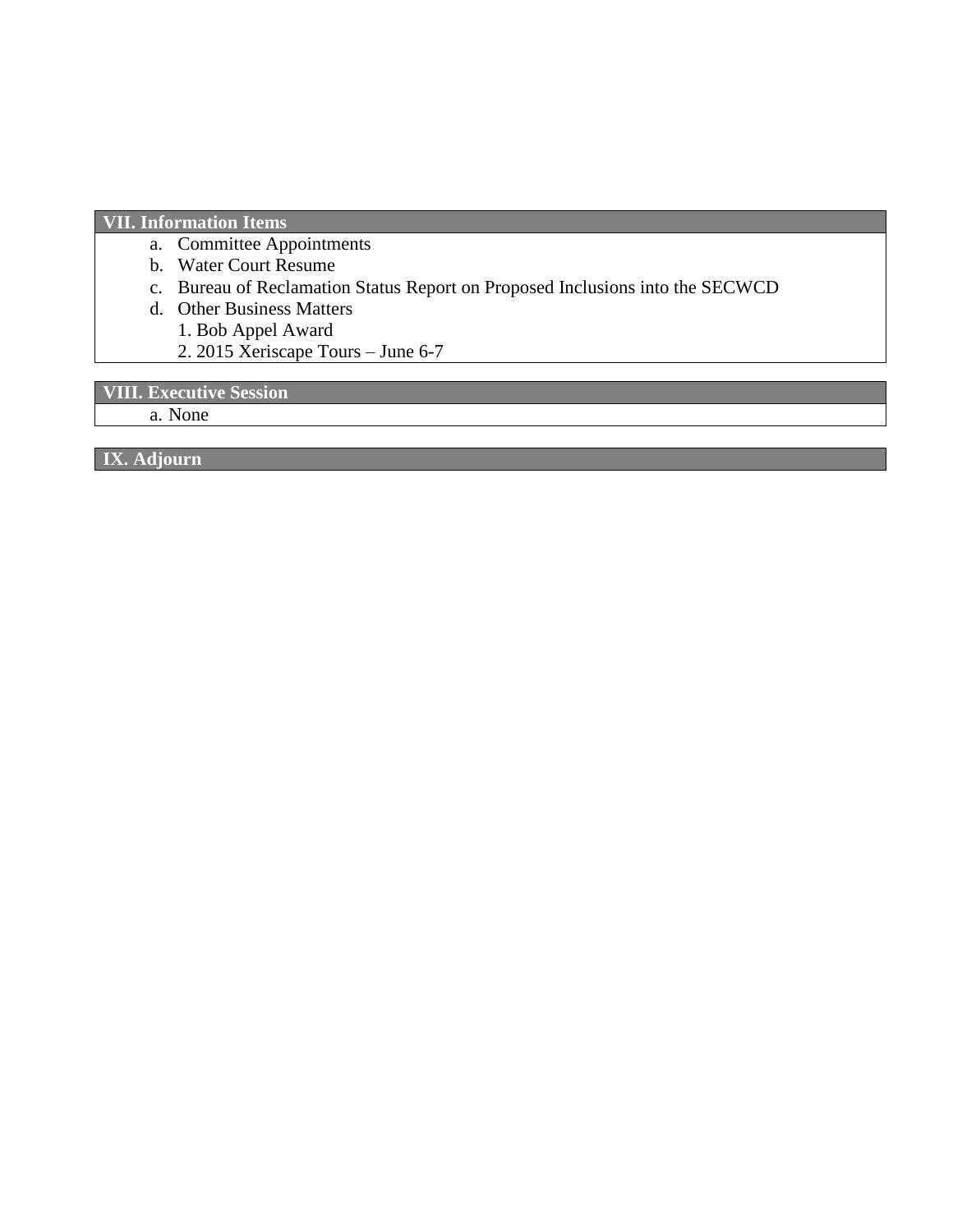## VII. Information Items

a. Committee Appointments
b. Water Court Resume
c. Bureau of Reclamation Status Report on Proposed Inclusions into the SECWCD
d. Other Business Matters
   1. Bob Appel Award
   2. 2015 Xeriscape Tours – June 6-7

## VIII. Executive Session

a. None

## IX. Adjourn